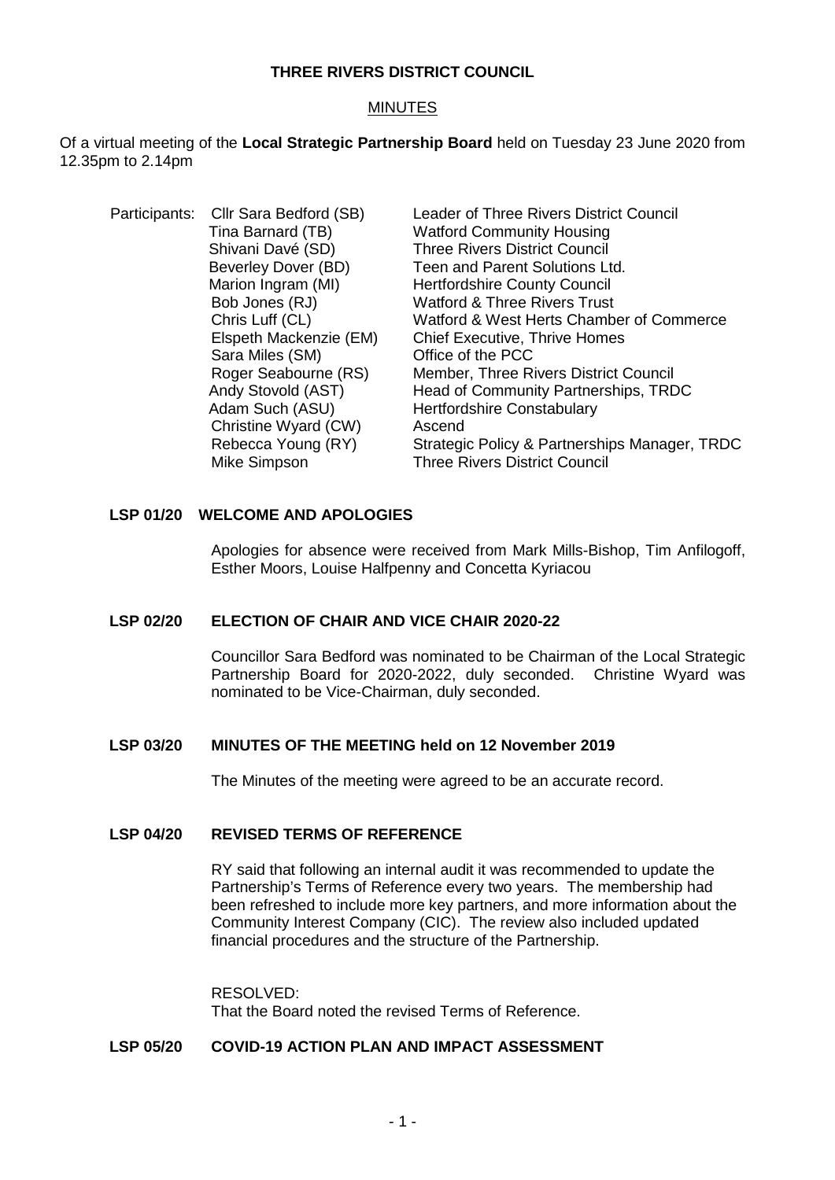**THREE RIVERS DISTRICT COUNCIL**

MINUTES

Of a virtual meeting of the **Local Strategic Partnership Board** held on Tuesday 23 June 2020 from 12.35pm to 2.14pm

| Participants: | | |
|---|---|---|
| | Cllr Sara Bedford (SB) | Leader of Three Rivers District Council |
| | Tina Barnard (TB) | Watford Community Housing |
| | Shivani Davé (SD) | Three Rivers District Council |
| | Beverley Dover (BD) | Teen and Parent Solutions Ltd. |
| | Marion Ingram (MI) | Hertfordshire County Council |
| | Bob Jones (RJ) | Watford & Three Rivers Trust |
| | Chris Luff (CL) | Watford & West Herts Chamber of Commerce |
| | Elspeth Mackenzie (EM) | Chief Executive, Thrive Homes |
| | Sara Miles (SM) | Office of the PCC |
| | Roger Seabourne (RS) | Member, Three Rivers District Council |
| | Andy Stovold (AST) | Head of Community Partnerships, TRDC |
| | Adam Such (ASU) | Hertfordshire Constabulary |
| | Christine Wyard (CW) | Ascend |
| | Rebecca Young (RY) | Strategic Policy & Partnerships Manager, TRDC |
| | Mike Simpson | Three Rivers District Council |

**LSP 01/20 WELCOME AND APOLOGIES**

Apologies for absence were received from Mark Mills-Bishop, Tim Anfilogoff, Esther Moors, Louise Halfpenny and Concetta Kyriacou

**LSP 02/20 ELECTION OF CHAIR AND VICE CHAIR 2020-22**

Councillor Sara Bedford was nominated to be Chairman of the Local Strategic Partnership Board for 2020-2022, duly seconded. Christine Wyard was nominated to be Vice-Chairman, duly seconded.

**LSP 03/20 MINUTES OF THE MEETING held on 12 November 2019**

The Minutes of the meeting were agreed to be an accurate record.

**LSP 04/20 REVISED TERMS OF REFERENCE**

RY said that following an internal audit it was recommended to update the Partnership's Terms of Reference every two years. The membership had been refreshed to include more key partners, and more information about the Community Interest Company (CIC). The review also included updated financial procedures and the structure of the Partnership.

RESOLVED:
That the Board noted the revised Terms of Reference.

**LSP 05/20 COVID-19 ACTION PLAN AND IMPACT ASSESSMENT**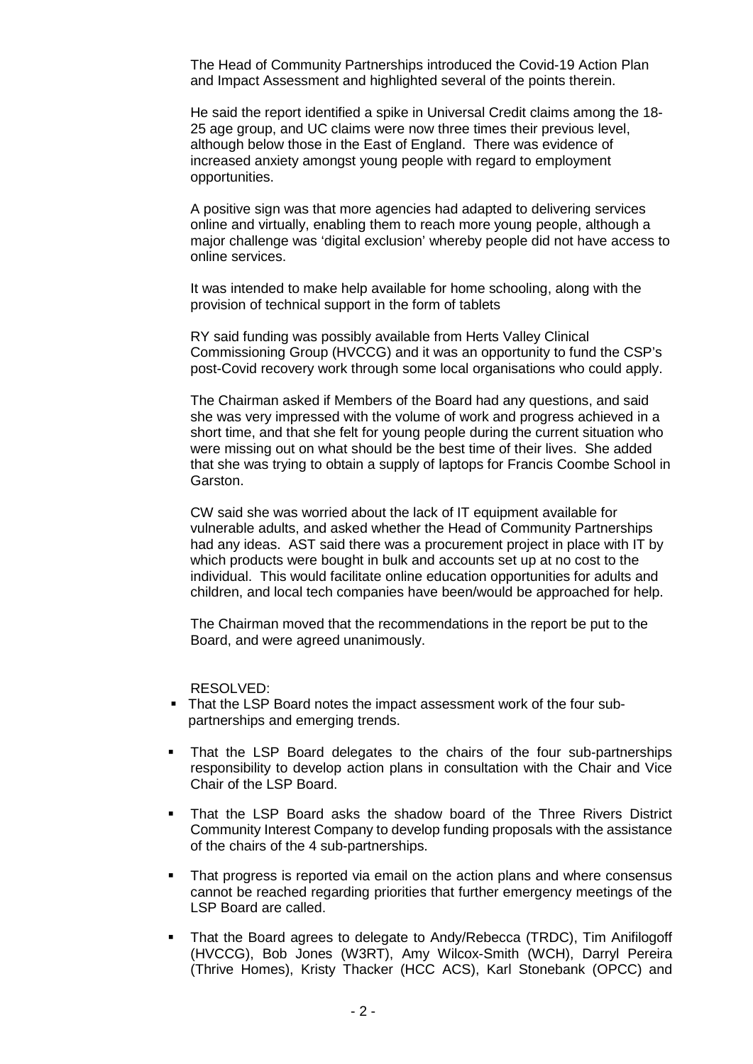The Head of Community Partnerships introduced the Covid-19 Action Plan and Impact Assessment and highlighted several of the points therein.

He said the report identified a spike in Universal Credit claims among the 18-25 age group, and UC claims were now three times their previous level, although below those in the East of England. There was evidence of increased anxiety amongst young people with regard to employment opportunities.

A positive sign was that more agencies had adapted to delivering services online and virtually, enabling them to reach more young people, although a major challenge was 'digital exclusion' whereby people did not have access to online services.

It was intended to make help available for home schooling, along with the provision of technical support in the form of tablets

RY said funding was possibly available from Herts Valley Clinical Commissioning Group (HVCCG) and it was an opportunity to fund the CSP's post-Covid recovery work through some local organisations who could apply.

The Chairman asked if Members of the Board had any questions, and said she was very impressed with the volume of work and progress achieved in a short time, and that she felt for young people during the current situation who were missing out on what should be the best time of their lives. She added that she was trying to obtain a supply of laptops for Francis Coombe School in Garston.

CW said she was worried about the lack of IT equipment available for vulnerable adults, and asked whether the Head of Community Partnerships had any ideas. AST said there was a procurement project in place with IT by which products were bought in bulk and accounts set up at no cost to the individual. This would facilitate online education opportunities for adults and children, and local tech companies have been/would be approached for help.

The Chairman moved that the recommendations in the report be put to the Board, and were agreed unanimously.

RESOLVED:

- That the LSP Board notes the impact assessment work of the four sub-partnerships and emerging trends.
- That the LSP Board delegates to the chairs of the four sub-partnerships responsibility to develop action plans in consultation with the Chair and Vice Chair of the LSP Board.
- That the LSP Board asks the shadow board of the Three Rivers District Community Interest Company to develop funding proposals with the assistance of the chairs of the 4 sub-partnerships.
- That progress is reported via email on the action plans and where consensus cannot be reached regarding priorities that further emergency meetings of the LSP Board are called.
- That the Board agrees to delegate to Andy/Rebecca (TRDC), Tim Anifilogoff (HVCCG), Bob Jones (W3RT), Amy Wilcox-Smith (WCH), Darryl Pereira (Thrive Homes), Kristy Thacker (HCC ACS), Karl Stonebank (OPCC) and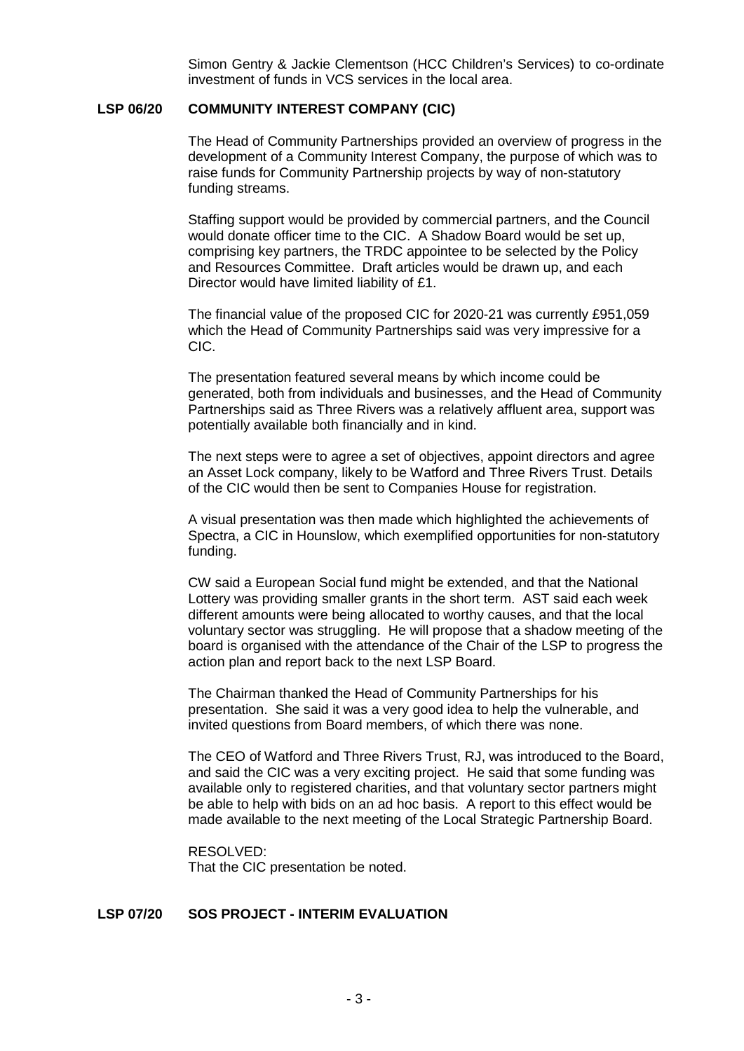Simon Gentry & Jackie Clementson (HCC Children's Services) to co-ordinate investment of funds in VCS services in the local area.

## LSP 06/20 COMMUNITY INTEREST COMPANY (CIC)

The Head of Community Partnerships provided an overview of progress in the development of a Community Interest Company, the purpose of which was to raise funds for Community Partnership projects by way of non-statutory funding streams.

Staffing support would be provided by commercial partners, and the Council would donate officer time to the CIC. A Shadow Board would be set up, comprising key partners, the TRDC appointee to be selected by the Policy and Resources Committee. Draft articles would be drawn up, and each Director would have limited liability of £1.

The financial value of the proposed CIC for 2020-21 was currently £951,059 which the Head of Community Partnerships said was very impressive for a CIC.

The presentation featured several means by which income could be generated, both from individuals and businesses, and the Head of Community Partnerships said as Three Rivers was a relatively affluent area, support was potentially available both financially and in kind.

The next steps were to agree a set of objectives, appoint directors and agree an Asset Lock company, likely to be Watford and Three Rivers Trust. Details of the CIC would then be sent to Companies House for registration.

A visual presentation was then made which highlighted the achievements of Spectra, a CIC in Hounslow, which exemplified opportunities for non-statutory funding.

CW said a European Social fund might be extended, and that the National Lottery was providing smaller grants in the short term. AST said each week different amounts were being allocated to worthy causes, and that the local voluntary sector was struggling. He will propose that a shadow meeting of the board is organised with the attendance of the Chair of the LSP to progress the action plan and report back to the next LSP Board.

The Chairman thanked the Head of Community Partnerships for his presentation. She said it was a very good idea to help the vulnerable, and invited questions from Board members, of which there was none.

The CEO of Watford and Three Rivers Trust, RJ, was introduced to the Board, and said the CIC was a very exciting project. He said that some funding was available only to registered charities, and that voluntary sector partners might be able to help with bids on an ad hoc basis. A report to this effect would be made available to the next meeting of the Local Strategic Partnership Board.

RESOLVED:
That the CIC presentation be noted.

## LSP 07/20 SOS PROJECT - INTERIM EVALUATION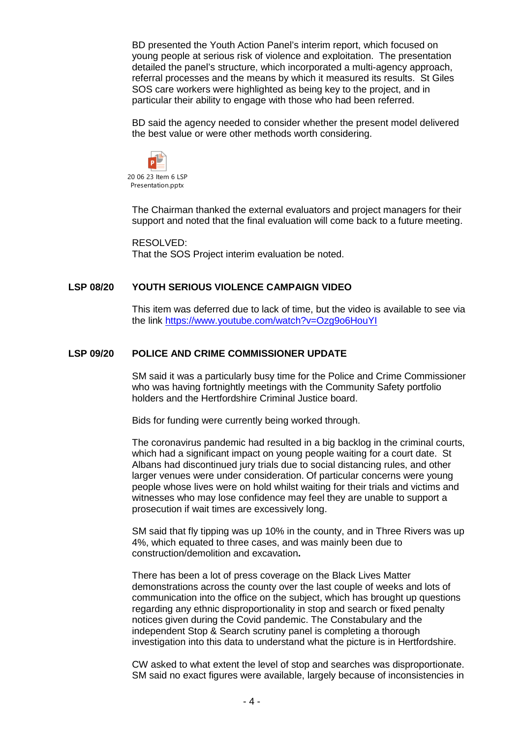BD presented the Youth Action Panel's interim report, which focused on young people at serious risk of violence and exploitation. The presentation detailed the panel's structure, which incorporated a multi-agency approach, referral processes and the means by which it measured its results. St Giles SOS care workers were highlighted as being key to the project, and in particular their ability to engage with those who had been referred.

BD said the agency needed to consider whether the present model delivered the best value or were other methods worth considering.

20 06 23 Item 6 LSP Presentation.pptx

The Chairman thanked the external evaluators and project managers for their support and noted that the final evaluation will come back to a future meeting.

RESOLVED:
That the SOS Project interim evaluation be noted.

**LSP 08/20 YOUTH SERIOUS VIOLENCE CAMPAIGN VIDEO**

This item was deferred due to lack of time, but the video is available to see via the link https://www.youtube.com/watch?v=Ozg9o6HouYI

**LSP 09/20 POLICE AND CRIME COMMISSIONER UPDATE**

SM said it was a particularly busy time for the Police and Crime Commissioner who was having fortnightly meetings with the Community Safety portfolio holders and the Hertfordshire Criminal Justice board.

Bids for funding were currently being worked through.

The coronavirus pandemic had resulted in a big backlog in the criminal courts, which had a significant impact on young people waiting for a court date. St Albans had discontinued jury trials due to social distancing rules, and other larger venues were under consideration. Of particular concerns were young people whose lives were on hold whilst waiting for their trials and victims and witnesses who may lose confidence may feel they are unable to support a prosecution if wait times are excessively long.

SM said that fly tipping was up 10% in the county, and in Three Rivers was up 4%, which equated to three cases, and was mainly been due to construction/demolition and excavation.

There has been a lot of press coverage on the Black Lives Matter demonstrations across the county over the last couple of weeks and lots of communication into the office on the subject, which has brought up questions regarding any ethnic disproportionality in stop and search or fixed penalty notices given during the Covid pandemic. The Constabulary and the independent Stop & Search scrutiny panel is completing a thorough investigation into this data to understand what the picture is in Hertfordshire.

CW asked to what extent the level of stop and searches was disproportionate. SM said no exact figures were available, largely because of inconsistencies in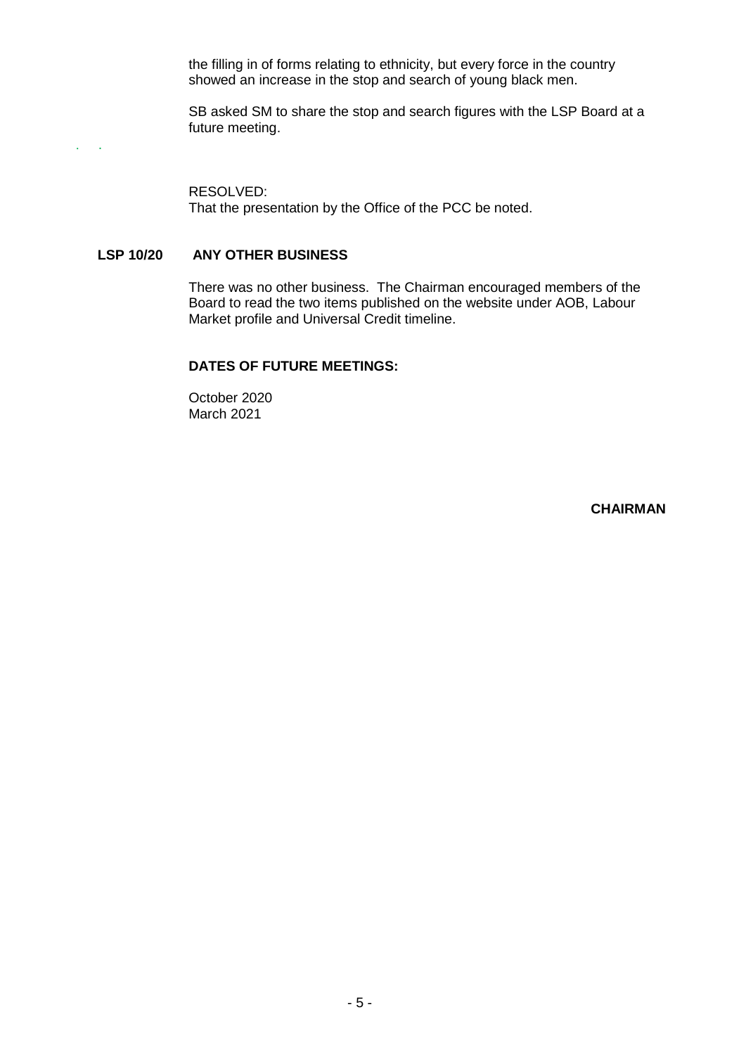the filling in of forms relating to ethnicity, but every force in the country showed an increase in the stop and search of young black men.

SB asked SM to share the stop and search figures with the LSP Board at a future meeting.

RESOLVED:
That the presentation by the Office of the PCC be noted.

**LSP 10/20 ANY OTHER BUSINESS**

There was no other business. The Chairman encouraged members of the Board to read the two items published on the website under AOB, Labour Market profile and Universal Credit timeline.

**DATES OF FUTURE MEETINGS:**

October 2020
March 2021

**CHAIRMAN**